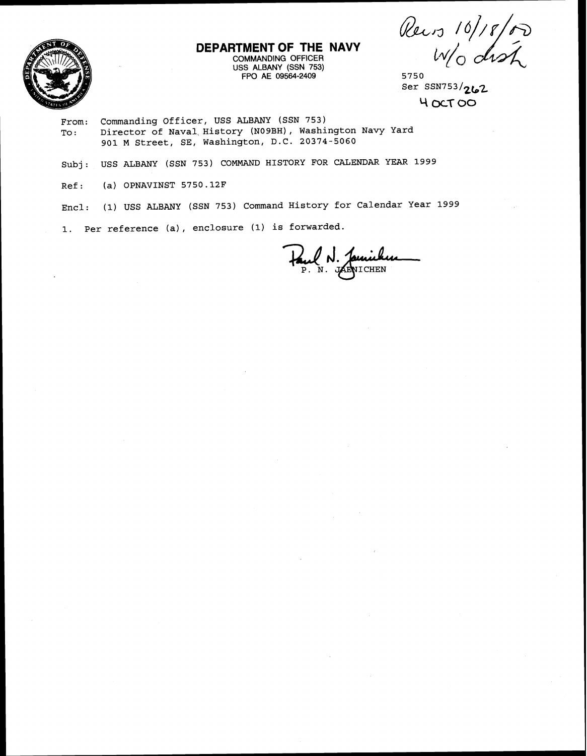Recvd 10/18/00
W/o dist

**DEPARTMENT OF THE NAVY**
COMMANDING OFFICER
USS ALBANY (SSN 753)
FPO AE 09564-2409

5750
Ser SSN753/262
4 OCT 00

From: Commanding Officer, USS ALBANY (SSN 753)
To: Director of Naval History (N09BH), Washington Navy Yard
901 M Street, SE, Washington, D.C. 20374-5060

Subj: USS ALBANY (SSN 753) COMMAND HISTORY FOR CALENDAR YEAR 1999

Ref: (a) OPNAVINST 5750.12F

Encl: (1) USS ALBANY (SSN 753) Command History for Calendar Year 1999

1. Per reference (a), enclosure (1) is forwarded.

Paul N. Jaenichen
P. N. JAENICHEN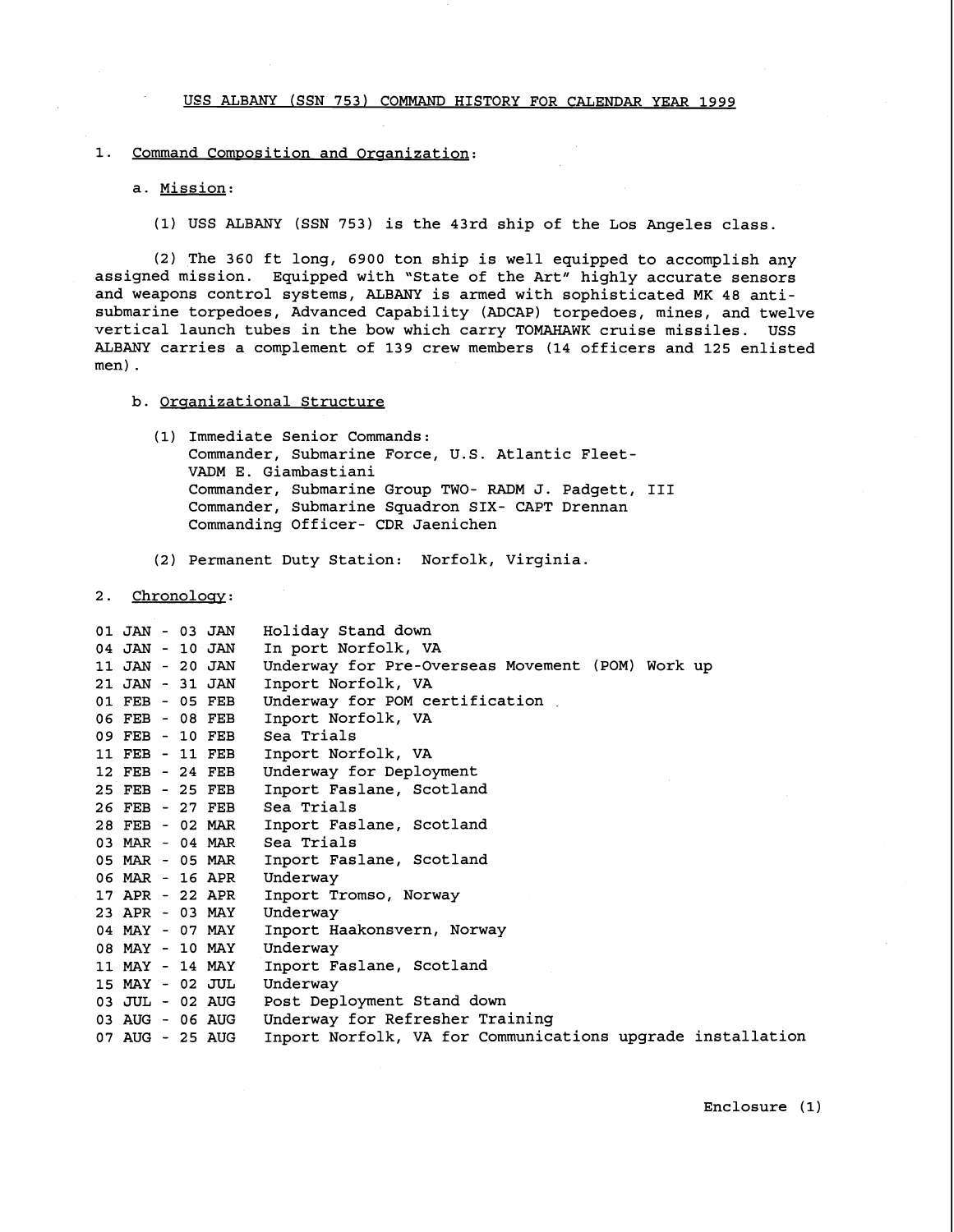USS ALBANY (SSN 753) COMMAND HISTORY FOR CALENDAR YEAR 1999

1. Command Composition and Organization:

   a. Mission:

      (1) USS ALBANY (SSN 753) is the 43rd ship of the Los Angeles class.

      (2) The 360 ft long, 6900 ton ship is well equipped to accomplish any assigned mission. Equipped with "State of the Art" highly accurate sensors and weapons control systems, ALBANY is armed with sophisticated MK 48 anti-submarine torpedoes, Advanced Capability (ADCAP) torpedoes, mines, and twelve vertical launch tubes in the bow which carry TOMAHAWK cruise missiles. USS ALBANY carries a complement of 139 crew members (14 officers and 125 enlisted men).

   b. Organizational Structure

      (1) Immediate Senior Commands:
      Commander, Submarine Force, U.S. Atlantic Fleet-
      VADM E. Giambastiani
      Commander, Submarine Group TWO- RADM J. Padgett, III
      Commander, Submarine Squadron SIX- CAPT Drennan
      Commanding Officer- CDR Jaenichen

      (2) Permanent Duty Station: Norfolk, Virginia.

2. Chronology:

| | |
|---|---|
| 01 JAN - 03 JAN | Holiday Stand down |
| 04 JAN - 10 JAN | In port Norfolk, VA |
| 11 JAN - 20 JAN | Underway for Pre-Overseas Movement (POM) Work up |
| 21 JAN - 31 JAN | Inport Norfolk, VA |
| 01 FEB - 05 FEB | Underway for POM certification |
| 06 FEB - 08 FEB | Inport Norfolk, VA |
| 09 FEB - 10 FEB | Sea Trials |
| 11 FEB - 11 FEB | Inport Norfolk, VA |
| 12 FEB - 24 FEB | Underway for Deployment |
| 25 FEB - 25 FEB | Inport Faslane, Scotland |
| 26 FEB - 27 FEB | Sea Trials |
| 28 FEB - 02 MAR | Inport Faslane, Scotland |
| 03 MAR - 04 MAR | Sea Trials |
| 05 MAR - 05 MAR | Inport Faslane, Scotland |
| 06 MAR - 16 APR | Underway |
| 17 APR - 22 APR | Inport Tromso, Norway |
| 23 APR - 03 MAY | Underway |
| 04 MAY - 07 MAY | Inport Haakonsvern, Norway |
| 08 MAY - 10 MAY | Underway |
| 11 MAY - 14 MAY | Inport Faslane, Scotland |
| 15 MAY - 02 JUL | Underway |
| 03 JUL - 02 AUG | Post Deployment Stand down |
| 03 AUG - 06 AUG | Underway for Refresher Training |
| 07 AUG - 25 AUG | Inport Norfolk, VA for Communications upgrade installation |

Enclosure (1)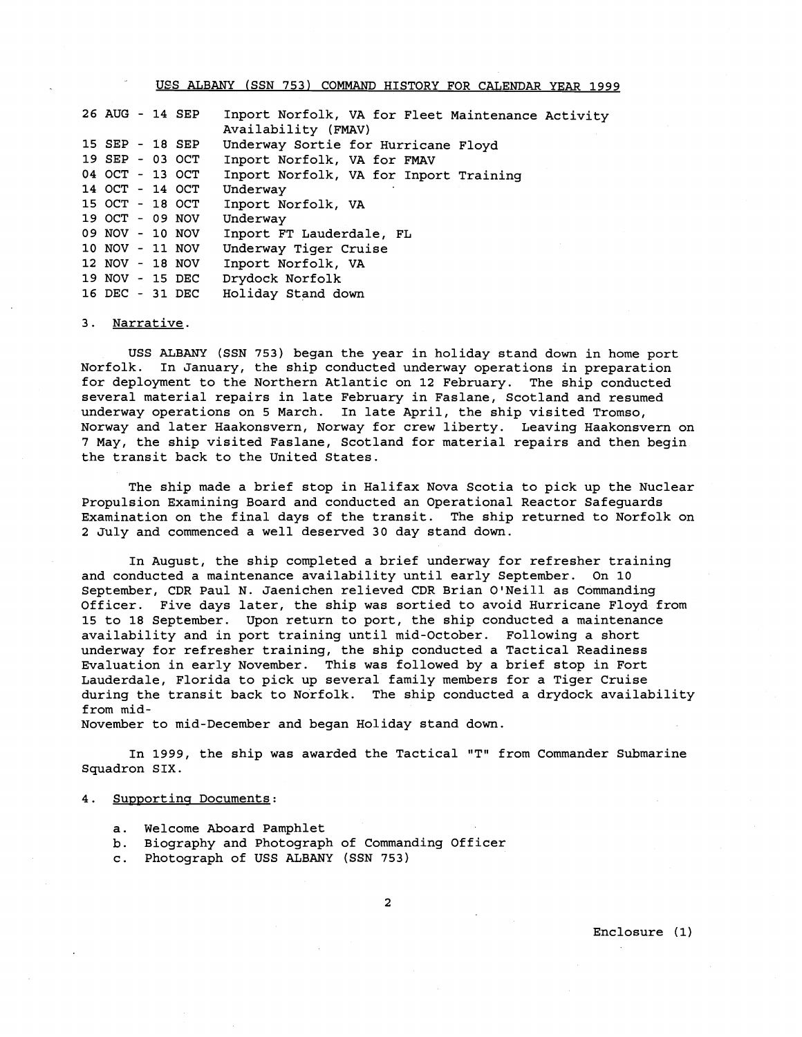USS ALBANY (SSN 753) COMMAND HISTORY FOR CALENDAR YEAR 1999

| | |
|---|---|
| 26 AUG - 14 SEP | Inport Norfolk, VA for Fleet Maintenance Activity Availability (FMAV) |
| 15 SEP - 18 SEP | Underway Sortie for Hurricane Floyd |
| 19 SEP - 03 OCT | Inport Norfolk, VA for FMAV |
| 04 OCT - 13 OCT | Inport Norfolk, VA for Inport Training |
| 14 OCT - 14 OCT | Underway |
| 15 OCT - 18 OCT | Inport Norfolk, VA |
| 19 OCT - 09 NOV | Underway |
| 09 NOV - 10 NOV | Inport FT Lauderdale, FL |
| 10 NOV - 11 NOV | Underway Tiger Cruise |
| 12 NOV - 18 NOV | Inport Norfolk, VA |
| 19 NOV - 15 DEC | Drydock Norfolk |
| 16 DEC - 31 DEC | Holiday Stand down |

3. Narrative.

USS ALBANY (SSN 753) began the year in holiday stand down in home port Norfolk. In January, the ship conducted underway operations in preparation for deployment to the Northern Atlantic on 12 February. The ship conducted several material repairs in late February in Faslane, Scotland and resumed underway operations on 5 March. In late April, the ship visited Tromso, Norway and later Haakonsvern, Norway for crew liberty. Leaving Haakonsvern on 7 May, the ship visited Faslane, Scotland for material repairs and then begin the transit back to the United States.

The ship made a brief stop in Halifax Nova Scotia to pick up the Nuclear Propulsion Examining Board and conducted an Operational Reactor Safeguards Examination on the final days of the transit. The ship returned to Norfolk on 2 July and commenced a well deserved 30 day stand down.

In August, the ship completed a brief underway for refresher training and conducted a maintenance availability until early September. On 10 September, CDR Paul N. Jaenichen relieved CDR Brian O'Neill as Commanding Officer. Five days later, the ship was sortied to avoid Hurricane Floyd from 15 to 18 September. Upon return to port, the ship conducted a maintenance availability and in port training until mid-October. Following a short underway for refresher training, the ship conducted a Tactical Readiness Evaluation in early November. This was followed by a brief stop in Fort Lauderdale, Florida to pick up several family members for a Tiger Cruise during the transit back to Norfolk. The ship conducted a drydock availability from mid-November to mid-December and began Holiday stand down.

In 1999, the ship was awarded the Tactical "T" from Commander Submarine Squadron SIX.

4. Supporting Documents:

a. Welcome Aboard Pamphlet
b. Biography and Photograph of Commanding Officer
c. Photograph of USS ALBANY (SSN 753)

Enclosure (1)